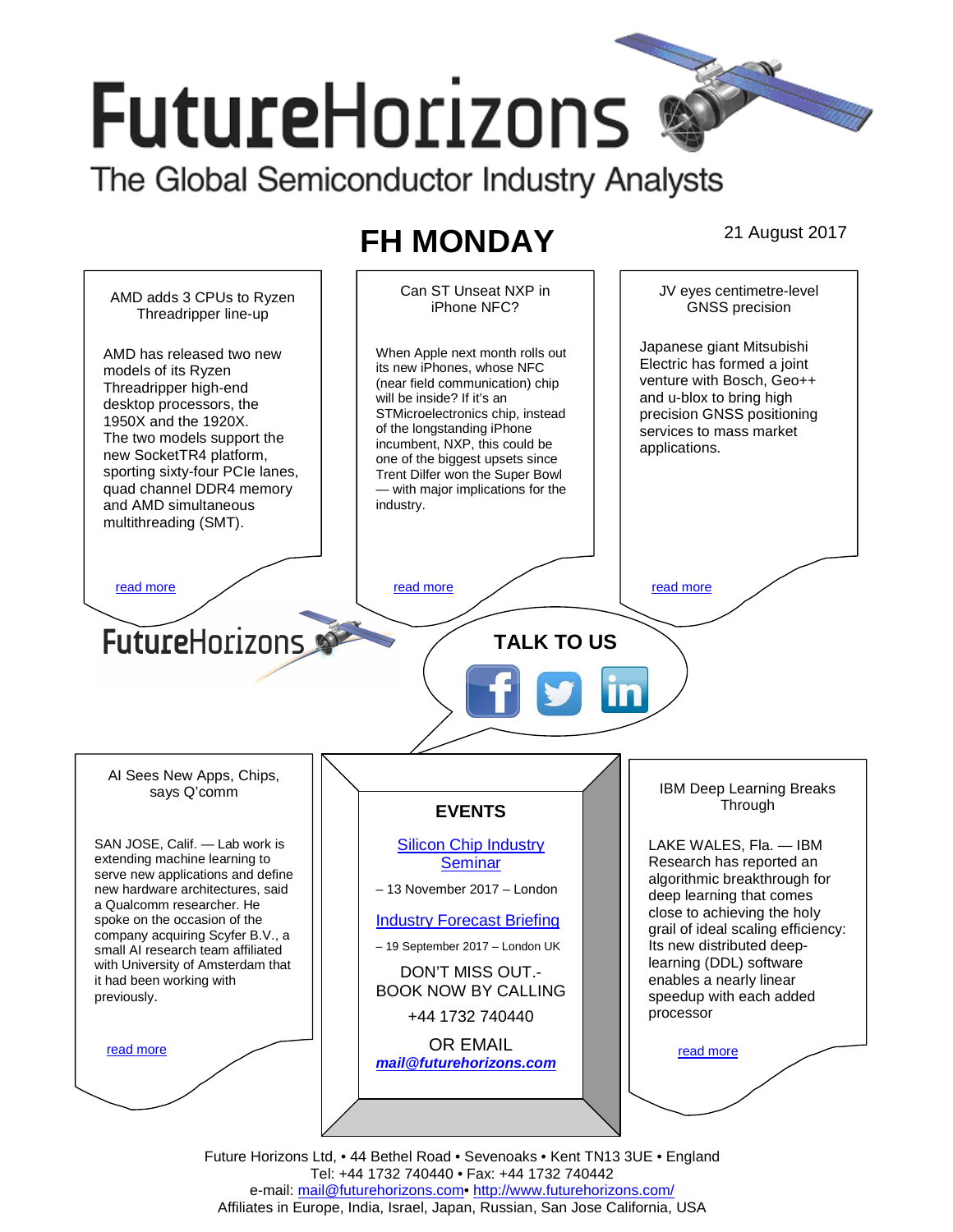# FutureHorizons

The Global Semiconductor Industry Analysts

## FH MONDAY

21 August 2017

### AMD adds 3 CPUs to Ryzen Threadripper line-up

AMD has released two new models of its Ryzen Threadripper high-end desktop processors, the 1950X and the 1920X. The two models support the new SocketTR4 platform, sporting sixty-four PCIe lanes, quad channel DDR4 memory and AMD simultaneous multithreading (SMT).

read more

### Can ST Unseat NXP in iPhone NFC?

When Apple next month rolls out its new iPhones, whose NFC (near field communication) chip will be inside? If it's an STMicroelectronics chip, instead of the longstanding iPhone incumbent, NXP, this could be one of the biggest upsets since Trent Dilfer won the Super Bowl — with major implications for the industry.

read more

### JV eyes centimetre-level GNSS precision

Japanese giant Mitsubishi Electric has formed a joint venture with Bosch, Geo++ and u-blox to bring high precision GNSS positioning services to mass market applications.

read more

FutureHorizons

**TALK TO US**

### AI Sees New Apps, Chips, says Q'comm

SAN JOSE, Calif. — Lab work is extending machine learning to serve new applications and define new hardware architectures, said a Qualcomm researcher. He spoke on the occasion of the company acquiring Scyfer B.V., a small AI research team affiliated with University of Amsterdam that it had been working with previously.

read more

### EVENTS

Silicon Chip Industry Seminar

– 13 November 2017 – London

Industry Forecast Briefing

– 19 September 2017 – London UK

DON'T MISS OUT.- BOOK NOW BY CALLING

+44 1732 740440

OR EMAIL

***mail@futurehorizons.com***

### IBM Deep Learning Breaks Through

LAKE WALES, Fla. — IBM Research has reported an algorithmic breakthrough for deep learning that comes close to achieving the holy grail of ideal scaling efficiency: Its new distributed deep-learning (DDL) software enables a nearly linear speedup with each added processor

read more

Future Horizons Ltd, • 44 Bethel Road • Sevenoaks • Kent TN13 3UE • England
Tel: +44 1732 740440 • Fax: +44 1732 740442
e-mail: mail@futurehorizons.com• http://www.futurehorizons.com/
Affiliates in Europe, India, Israel, Japan, Russian, San Jose California, USA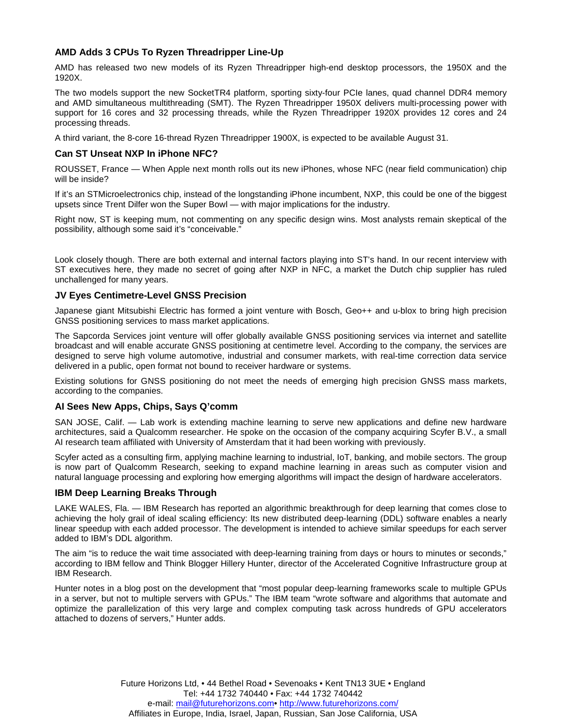### AMD Adds 3 CPUs To Ryzen Threadripper Line-Up

AMD has released two new models of its Ryzen Threadripper high-end desktop processors, the 1950X and the 1920X.

The two models support the new SocketTR4 platform, sporting sixty-four PCIe lanes, quad channel DDR4 memory and AMD simultaneous multithreading (SMT). The Ryzen Threadripper 1950X delivers multi-processing power with support for 16 cores and 32 processing threads, while the Ryzen Threadripper 1920X provides 12 cores and 24 processing threads.

A third variant, the 8-core 16-thread Ryzen Threadripper 1900X, is expected to be available August 31.

### Can ST Unseat NXP In iPhone NFC?

ROUSSET, France — When Apple next month rolls out its new iPhones, whose NFC (near field communication) chip will be inside?

If it's an STMicroelectronics chip, instead of the longstanding iPhone incumbent, NXP, this could be one of the biggest upsets since Trent Dilfer won the Super Bowl — with major implications for the industry.

Right now, ST is keeping mum, not commenting on any specific design wins. Most analysts remain skeptical of the possibility, although some said it's "conceivable."

Look closely though. There are both external and internal factors playing into ST's hand. In our recent interview with ST executives here, they made no secret of going after NXP in NFC, a market the Dutch chip supplier has ruled unchallenged for many years.

### JV Eyes Centimetre-Level GNSS Precision

Japanese giant Mitsubishi Electric has formed a joint venture with Bosch, Geo++ and u-blox to bring high precision GNSS positioning services to mass market applications.

The Sapcorda Services joint venture will offer globally available GNSS positioning services via internet and satellite broadcast and will enable accurate GNSS positioning at centimetre level. According to the company, the services are designed to serve high volume automotive, industrial and consumer markets, with real-time correction data service delivered in a public, open format not bound to receiver hardware or systems.

Existing solutions for GNSS positioning do not meet the needs of emerging high precision GNSS mass markets, according to the companies.

### AI Sees New Apps, Chips, Says Q'comm

SAN JOSE, Calif. — Lab work is extending machine learning to serve new applications and define new hardware architectures, said a Qualcomm researcher. He spoke on the occasion of the company acquiring Scyfer B.V., a small AI research team affiliated with University of Amsterdam that it had been working with previously.

Scyfer acted as a consulting firm, applying machine learning to industrial, IoT, banking, and mobile sectors. The group is now part of Qualcomm Research, seeking to expand machine learning in areas such as computer vision and natural language processing and exploring how emerging algorithms will impact the design of hardware accelerators.

### IBM Deep Learning Breaks Through

LAKE WALES, Fla. — IBM Research has reported an algorithmic breakthrough for deep learning that comes close to achieving the holy grail of ideal scaling efficiency: Its new distributed deep-learning (DDL) software enables a nearly linear speedup with each added processor. The development is intended to achieve similar speedups for each server added to IBM's DDL algorithm.

The aim "is to reduce the wait time associated with deep-learning training from days or hours to minutes or seconds," according to IBM fellow and Think Blogger Hillery Hunter, director of the Accelerated Cognitive Infrastructure group at IBM Research.

Hunter notes in a blog post on the development that "most popular deep-learning frameworks scale to multiple GPUs in a server, but not to multiple servers with GPUs." The IBM team "wrote software and algorithms that automate and optimize the parallelization of this very large and complex computing task across hundreds of GPU accelerators attached to dozens of servers," Hunter adds.

Future Horizons Ltd, • 44 Bethel Road • Sevenoaks • Kent TN13 3UE • England
Tel: +44 1732 740440 • Fax: +44 1732 740442
e-mail: mail@futurehorizons.com• http://www.futurehorizons.com/
Affiliates in Europe, India, Israel, Japan, Russian, San Jose California, USA